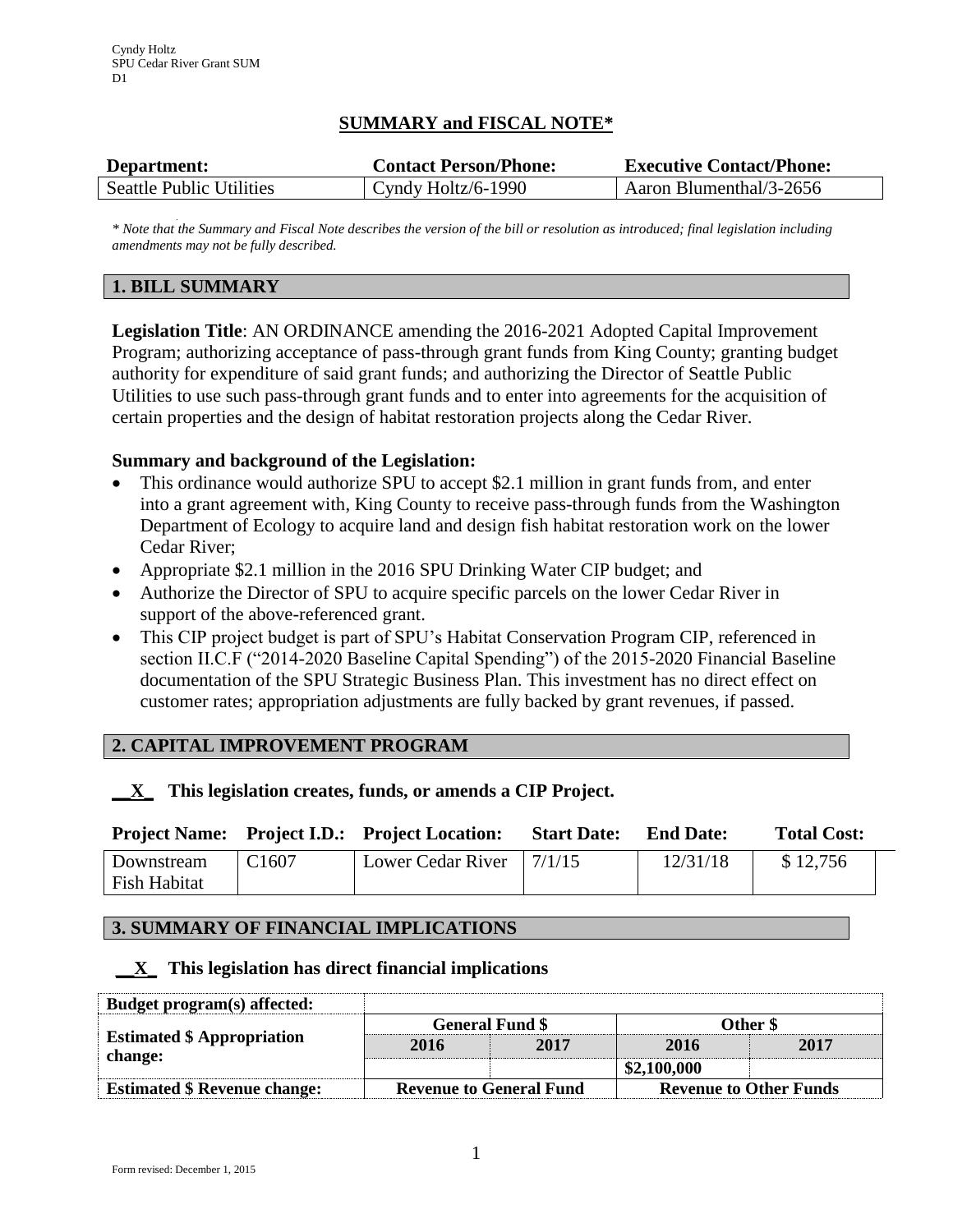Cyndy Holtz
SPU Cedar River Grant SUM
D1

## SUMMARY and FISCAL NOTE*

| Department: | Contact Person/Phone: | Executive Contact/Phone: |
|---|---|---|
| Seattle Public Utilities | Cyndy Holtz/6-1990 | Aaron Blumenthal/3-2656 |

*\* Note that the Summary and Fiscal Note describes the version of the bill or resolution as introduced; final legislation including amendments may not be fully described.*

### 1. BILL SUMMARY

**Legislation Title**: AN ORDINANCE amending the 2016-2021 Adopted Capital Improvement Program; authorizing acceptance of pass-through grant funds from King County; granting budget authority for expenditure of said grant funds; and authorizing the Director of Seattle Public Utilities to use such pass-through grant funds and to enter into agreements for the acquisition of certain properties and the design of habitat restoration projects along the Cedar River.

**Summary and background of the Legislation:**

- This ordinance would authorize SPU to accept $2.1 million in grant funds from, and enter into a grant agreement with, King County to receive pass-through funds from the Washington Department of Ecology to acquire land and design fish habitat restoration work on the lower Cedar River;
- Appropriate $2.1 million in the 2016 SPU Drinking Water CIP budget; and
- Authorize the Director of SPU to acquire specific parcels on the lower Cedar River in support of the above-referenced grant.
- This CIP project budget is part of SPU's Habitat Conservation Program CIP, referenced in section II.C.F ("2014-2020 Baseline Capital Spending") of the 2015-2020 Financial Baseline documentation of the SPU Strategic Business Plan. This investment has no direct effect on customer rates; appropriation adjustments are fully backed by grant revenues, if passed.

### 2. CAPITAL IMPROVEMENT PROGRAM

**\_\_X\_ This legislation creates, funds, or amends a CIP Project.**

| Project Name: | Project I.D.: | Project Location: | Start Date: | End Date: | Total Cost: |
|---|---|---|---|---|---|
| Downstream Fish Habitat | C1607 | Lower Cedar River | 7/1/15 | 12/31/18 | $ 12,756 |

### 3. SUMMARY OF FINANCIAL IMPLICATIONS

**\_\_X\_ This legislation has direct financial implications**

| Budget program(s) affected: | | | | |
|---|---|---|---|---|
| Estimated $ Appropriation change: | General Fund $ | | Other $ | |
| | 2016 | 2017 | 2016 | 2017 |
| | | | $2,100,000 | |
| Estimated $ Revenue change: | Revenue to General Fund | | Revenue to Other Funds | |

Form revised: December 1, 2015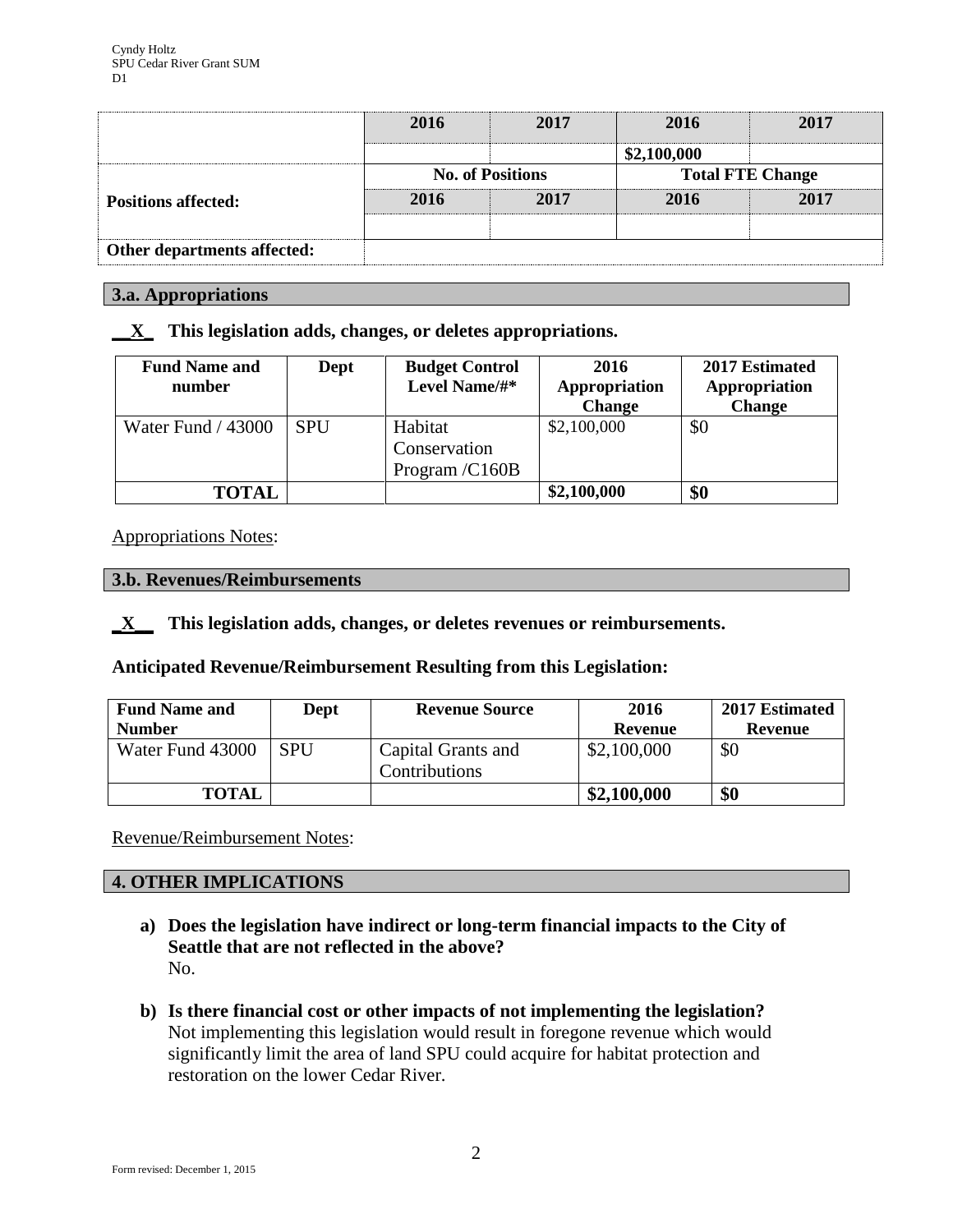| | 2016 | 2017 | 2016 | 2017 |
|---|---|---|---|---|
| | | | $2,100,000 | |
| | No. of Positions | | Total FTE Change | |
| **Positions affected:** | 2016 | 2017 | 2016 | 2017 |
| | | | | |
| **Other departments affected:** | | | | |

## 3.a. Appropriations

**\_\_X\_ This legislation adds, changes, or deletes appropriations.**

| Fund Name and number | Dept | Budget Control Level Name/#* | 2016 Appropriation Change | 2017 Estimated Appropriation Change |
|---|---|---|---|---|
| Water Fund / 43000 | SPU | Habitat Conservation Program /C160B | $2,100,000 | $0 |
| **TOTAL** | | | **$2,100,000** | **$0** |

Appropriations Notes:

## 3.b. Revenues/Reimbursements

**\_X\_\_ This legislation adds, changes, or deletes revenues or reimbursements.**

**Anticipated Revenue/Reimbursement Resulting from this Legislation:**

| Fund Name and Number | Dept | Revenue Source | 2016 Revenue | 2017 Estimated Revenue |
|---|---|---|---|---|
| Water Fund 43000 | SPU | Capital Grants and Contributions | $2,100,000 | $0 |
| **TOTAL** | | | **$2,100,000** | **$0** |

Revenue/Reimbursement Notes:

## 4. OTHER IMPLICATIONS

a) **Does the legislation have indirect or long-term financial impacts to the City of Seattle that are not reflected in the above?**
No.

b) **Is there financial cost or other impacts of not implementing the legislation?**
Not implementing this legislation would result in foregone revenue which would significantly limit the area of land SPU could acquire for habitat protection and restoration on the lower Cedar River.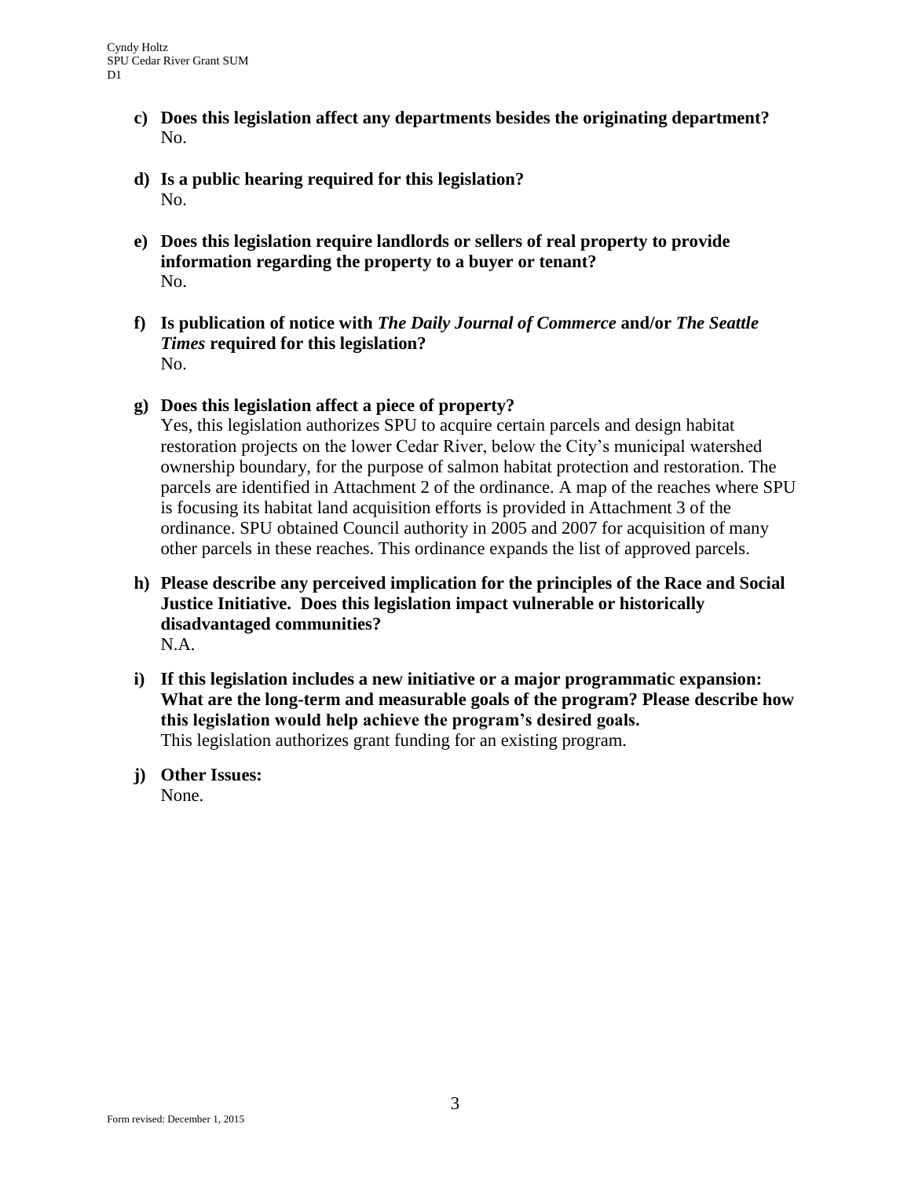**c) Does this legislation affect any departments besides the originating department?**
No.

**d) Is a public hearing required for this legislation?**
No.

**e) Does this legislation require landlords or sellers of real property to provide information regarding the property to a buyer or tenant?**
No.

**f) Is publication of notice with *The Daily Journal of Commerce* and/or *The Seattle Times* required for this legislation?**
No.

**g) Does this legislation affect a piece of property?**
Yes, this legislation authorizes SPU to acquire certain parcels and design habitat restoration projects on the lower Cedar River, below the City's municipal watershed ownership boundary, for the purpose of salmon habitat protection and restoration. The parcels are identified in Attachment 2 of the ordinance. A map of the reaches where SPU is focusing its habitat land acquisition efforts is provided in Attachment 3 of the ordinance. SPU obtained Council authority in 2005 and 2007 for acquisition of many other parcels in these reaches. This ordinance expands the list of approved parcels.

**h) Please describe any perceived implication for the principles of the Race and Social Justice Initiative. Does this legislation impact vulnerable or historically disadvantaged communities?**
N.A.

**i) If this legislation includes a new initiative or a major programmatic expansion: What are the long-term and measurable goals of the program? Please describe how this legislation would help achieve the program's desired goals.**
This legislation authorizes grant funding for an existing program.

**j) Other Issues:**
None.